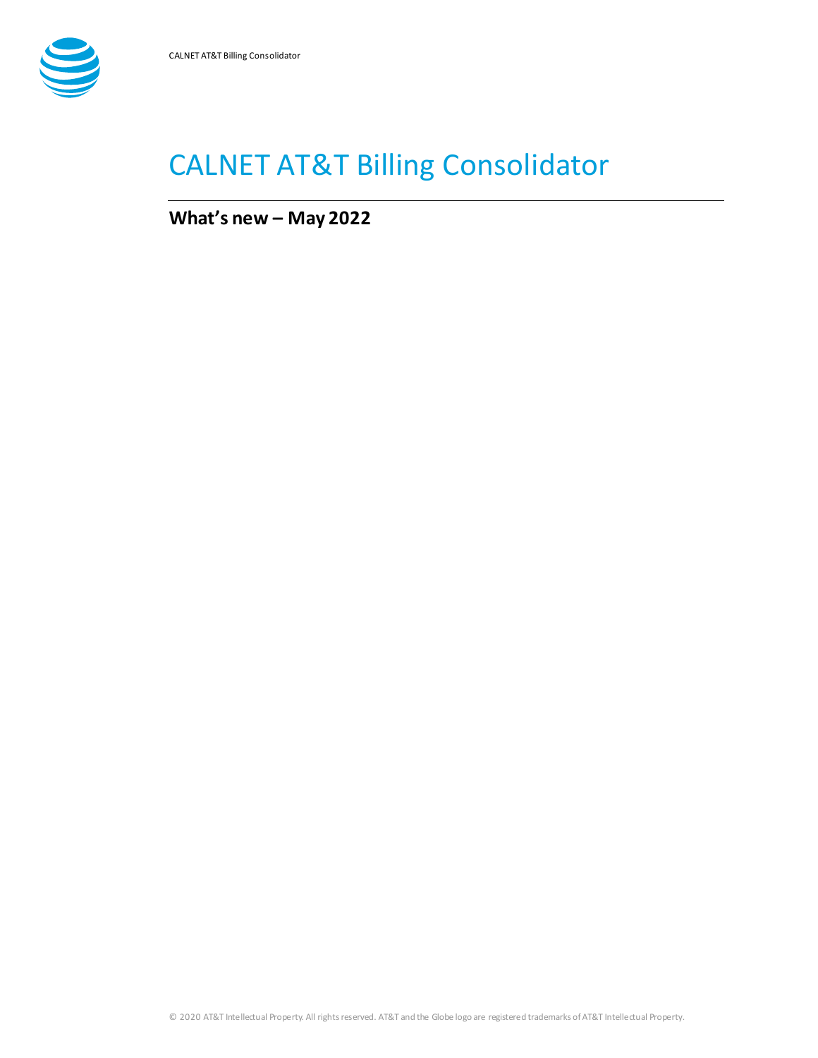# CALNET AT&T Billing Consolidator

## What's new – May 2022

© 2020 AT&T Intellectual Property. All rights reserved. AT&T and the Globe logo are registered trademarks of AT&T Intellectual Property.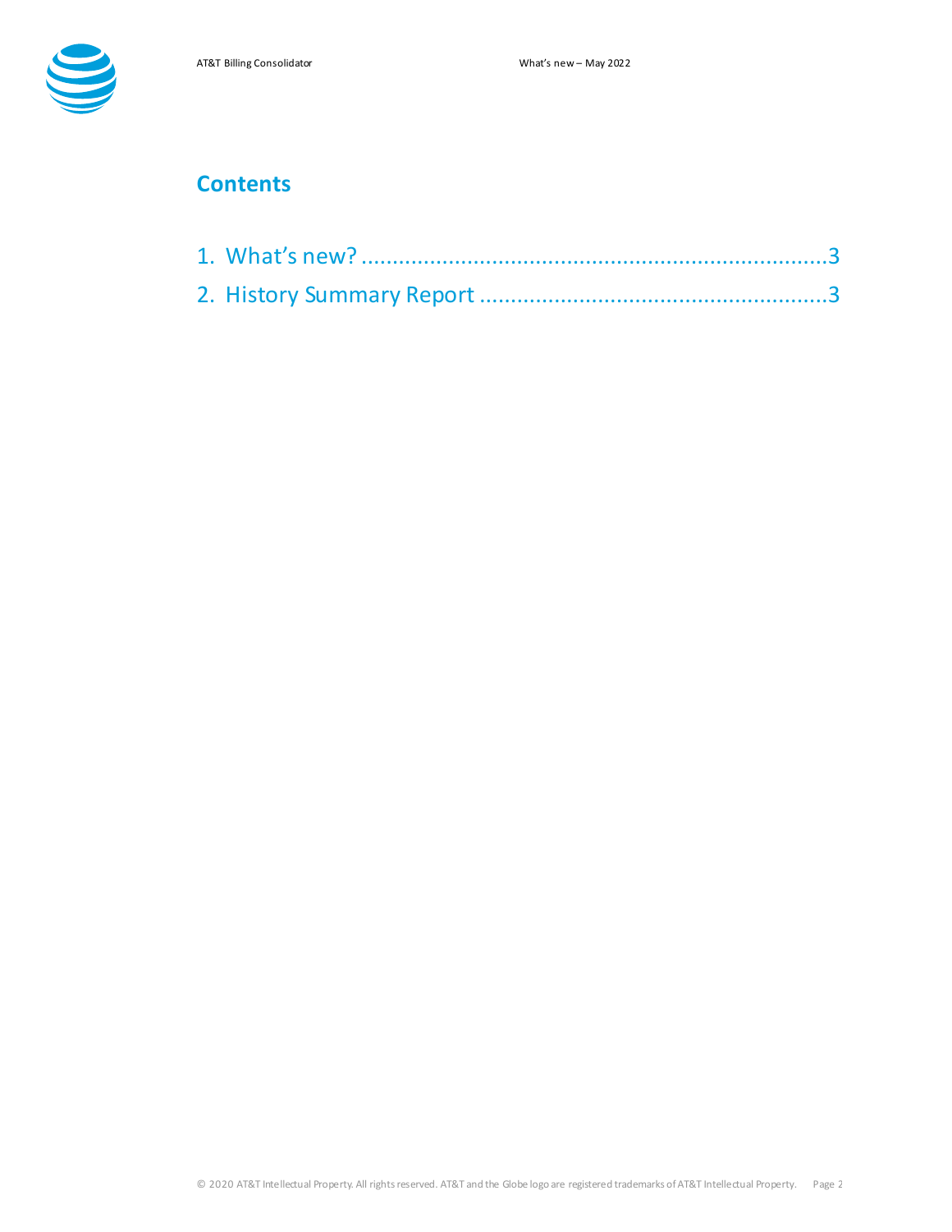# Contents

1. What's new? ..........................................................................3
2. History Summary Report .......................................................3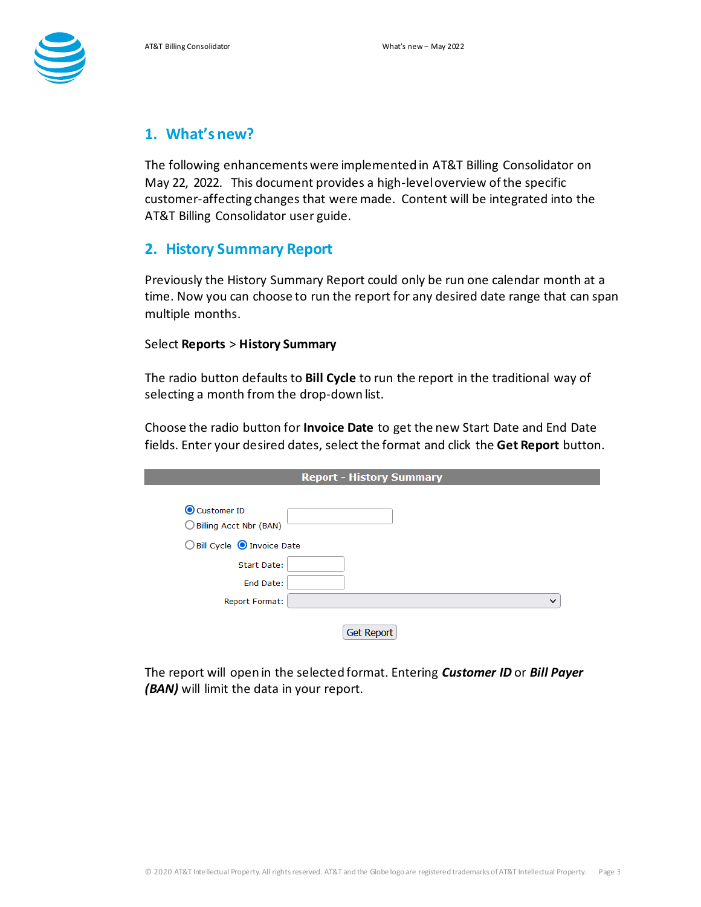## 1. What's new?

The following enhancements were implemented in AT&T Billing Consolidator on May 22, 2022. This document provides a high-level overview of the specific customer-affecting changes that were made. Content will be integrated into the AT&T Billing Consolidator user guide.

## 2. History Summary Report

Previously the History Summary Report could only be run one calendar month at a time. Now you can choose to run the report for any desired date range that can span multiple months.

Select **Reports** > **History Summary**

The radio button defaults to **Bill Cycle** to run the report in the traditional way of selecting a month from the drop-down list.

Choose the radio button for **Invoice Date** to get the new Start Date and End Date fields. Enter your desired dates, select the format and click the **Get Report** button.

**Report - History Summary**

- (●) Customer ID
- ( ) Billing Acct Nbr (BAN)

( ) Bill Cycle (●) Invoice Date

Start Date:

End Date:

Report Format:

Get Report

The report will open in the selected format. Entering ***Customer ID*** or ***Bill Payer (BAN)*** will limit the data in your report.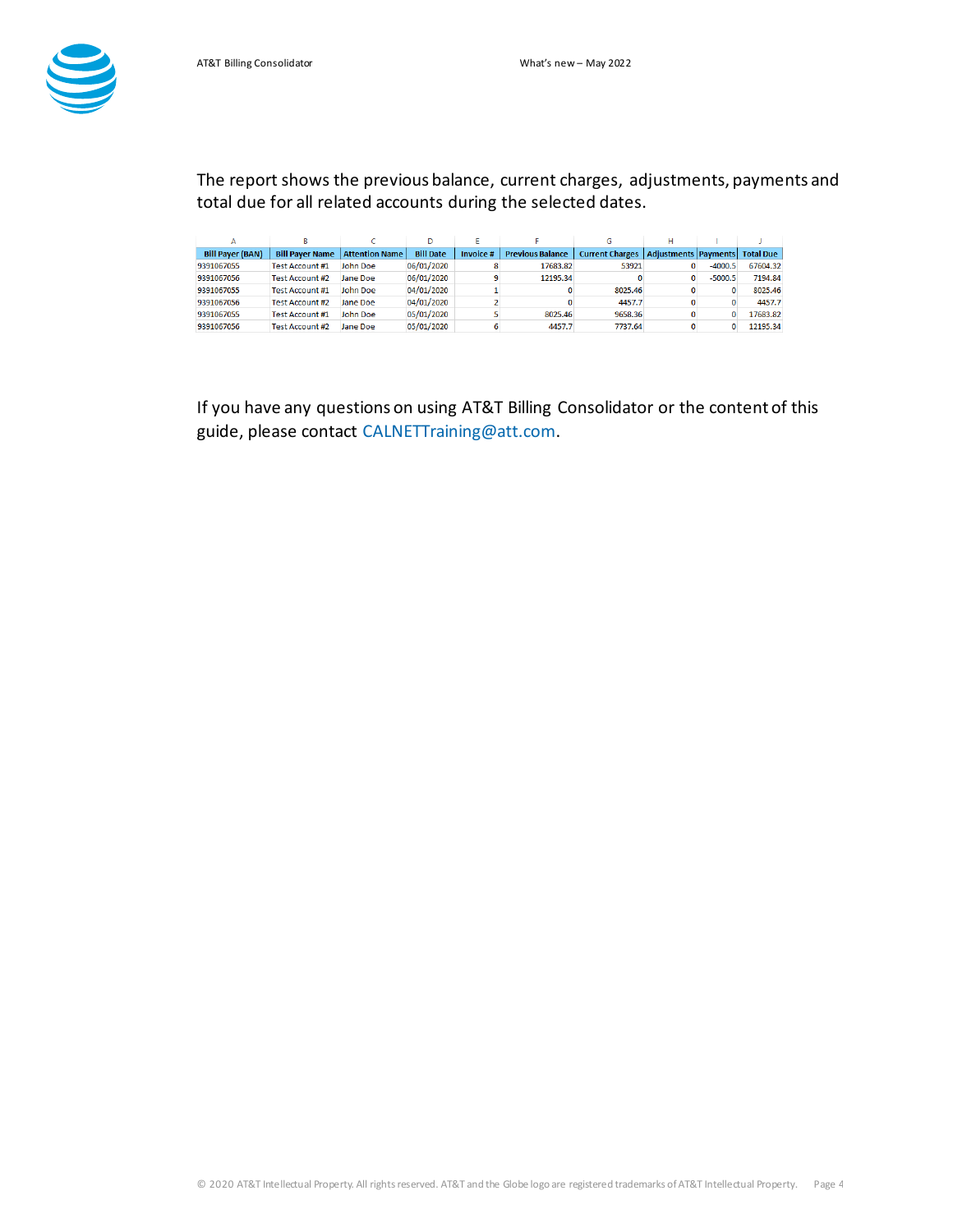The report shows the previous balance, current charges, adjustments, payments and total due for all related accounts during the selected dates.

| Bill Payer (BAN) | Bill Payer Name | Attention Name | Bill Date | Invoice # | Previous Balance | Current Charges | Adjustments | Payments | Total Due |
|---|---|---|---|---|---|---|---|---|---|
| 9391067055 | Test Account #1 | John Doe | 06/01/2020 | 8 | 17683.82 | 53921 | 0 | -4000.5 | 67604.32 |
| 9391067056 | Test Account #2 | Jane Doe | 06/01/2020 | 9 | 12195.34 | 0 | 0 | -5000.5 | 7194.84 |
| 9391067055 | Test Account #1 | John Doe | 04/01/2020 | 1 | 0 | 8025.46 | 0 | 0 | 8025.46 |
| 9391067056 | Test Account #2 | Jane Doe | 04/01/2020 | 2 | 0 | 4457.7 | 0 | 0 | 4457.7 |
| 9391067055 | Test Account #1 | John Doe | 05/01/2020 | 5 | 8025.46 | 9658.36 | 0 | 0 | 17683.82 |
| 9391067056 | Test Account #2 | Jane Doe | 05/01/2020 | 6 | 4457.7 | 7737.64 | 0 | 0 | 12195.34 |

If you have any questions on using AT&T Billing Consolidator or the content of this guide, please contact CALNETTraining@att.com.